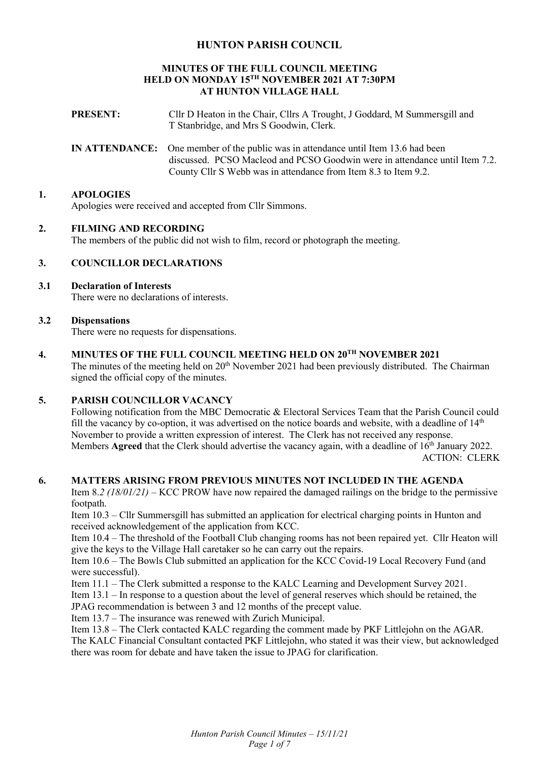# HUNTON PARISH COUNCIL

## MINUTES OF THE FULL COUNCIL MEETING HELD ON MONDAY 15TH NOVEMBER 2021 AT 7:30PM AT HUNTON VILLAGE HALL

**PRESENT:** Cllr D Heaton in the Chair, Cllrs A Trought, J Goddard, M Summersgill and T Stanbridge, and Mrs S Goodwin, Clerk.

**IN ATTENDANCE:** One member of the public was in attendance until Item 13.6 had been discussed. PCSO Macleod and PCSO Goodwin were in attendance until Item 7.2. County Cllr S Webb was in attendance from Item 8.3 to Item 9.2.

### 1. APOLOGIES

Apologies were received and accepted from Cllr Simmons.

### 2. FILMING AND RECORDING

The members of the public did not wish to film, record or photograph the meeting.

### 3. COUNCILLOR DECLARATIONS

#### 3.1 Declaration of Interests

There were no declarations of interests.

#### 3.2 Dispensations

There were no requests for dispensations.

### 4. MINUTES OF THE FULL COUNCIL MEETING HELD ON 20TH NOVEMBER 2021

The minutes of the meeting held on 20th November 2021 had been previously distributed. The Chairman signed the official copy of the minutes.

### 5. PARISH COUNCILLOR VACANCY

Following notification from the MBC Democratic & Electoral Services Team that the Parish Council could fill the vacancy by co-option, it was advertised on the notice boards and website, with a deadline of 14th November to provide a written expression of interest. The Clerk has not received any response.
Members **Agreed** that the Clerk should advertise the vacancy again, with a deadline of 16th January 2022.

ACTION: CLERK

### 6. MATTERS ARISING FROM PREVIOUS MINUTES NOT INCLUDED IN THE AGENDA

Item 8.*2 (18/01/21)* – KCC PROW have now repaired the damaged railings on the bridge to the permissive footpath.

Item 10.3 – Cllr Summersgill has submitted an application for electrical charging points in Hunton and received acknowledgement of the application from KCC.

Item 10.4 – The threshold of the Football Club changing rooms has not been repaired yet. Cllr Heaton will give the keys to the Village Hall caretaker so he can carry out the repairs.

Item 10.6 – The Bowls Club submitted an application for the KCC Covid-19 Local Recovery Fund (and were successful).

Item 11.1 – The Clerk submitted a response to the KALC Learning and Development Survey 2021.

Item 13.1 – In response to a question about the level of general reserves which should be retained, the JPAG recommendation is between 3 and 12 months of the precept value.

Item 13.7 – The insurance was renewed with Zurich Municipal.

Item 13.8 – The Clerk contacted KALC regarding the comment made by PKF Littlejohn on the AGAR. The KALC Financial Consultant contacted PKF Littlejohn, who stated it was their view, but acknowledged there was room for debate and have taken the issue to JPAG for clarification.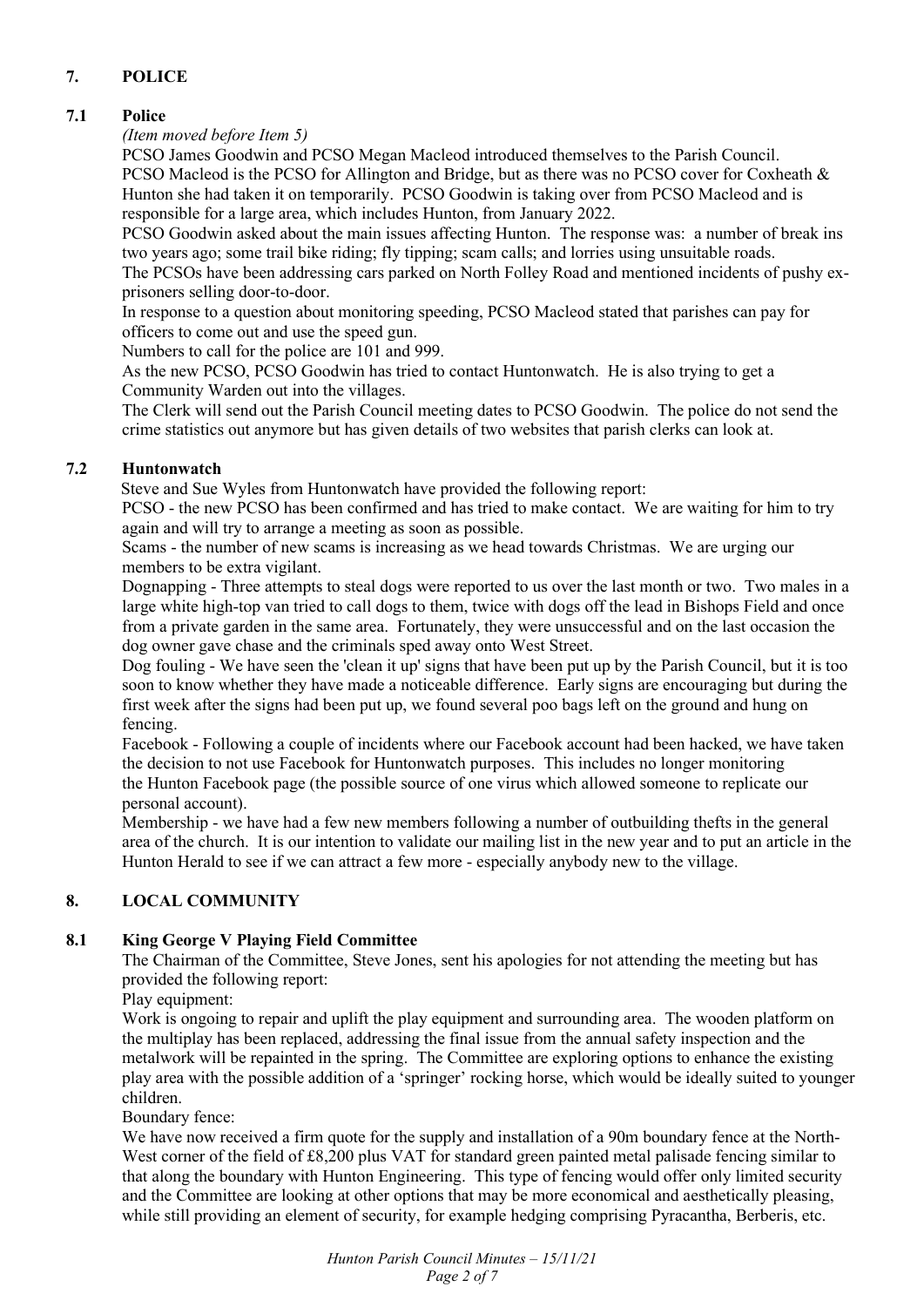## 7. POLICE

### 7.1 Police

*(Item moved before Item 5)*

PCSO James Goodwin and PCSO Megan Macleod introduced themselves to the Parish Council.

PCSO Macleod is the PCSO for Allington and Bridge, but as there was no PCSO cover for Coxheath & Hunton she had taken it on temporarily. PCSO Goodwin is taking over from PCSO Macleod and is responsible for a large area, which includes Hunton, from January 2022.

PCSO Goodwin asked about the main issues affecting Hunton. The response was: a number of break ins two years ago; some trail bike riding; fly tipping; scam calls; and lorries using unsuitable roads.

The PCSOs have been addressing cars parked on North Folley Road and mentioned incidents of pushy ex-prisoners selling door-to-door.

In response to a question about monitoring speeding, PCSO Macleod stated that parishes can pay for officers to come out and use the speed gun.

Numbers to call for the police are 101 and 999.

As the new PCSO, PCSO Goodwin has tried to contact Huntonwatch. He is also trying to get a Community Warden out into the villages.

The Clerk will send out the Parish Council meeting dates to PCSO Goodwin. The police do not send the crime statistics out anymore but has given details of two websites that parish clerks can look at.

### 7.2 Huntonwatch

Steve and Sue Wyles from Huntonwatch have provided the following report:

PCSO - the new PCSO has been confirmed and has tried to make contact. We are waiting for him to try again and will try to arrange a meeting as soon as possible.

Scams - the number of new scams is increasing as we head towards Christmas. We are urging our members to be extra vigilant.

Dognapping - Three attempts to steal dogs were reported to us over the last month or two. Two males in a large white high-top van tried to call dogs to them, twice with dogs off the lead in Bishops Field and once from a private garden in the same area. Fortunately, they were unsuccessful and on the last occasion the dog owner gave chase and the criminals sped away onto West Street.

Dog fouling - We have seen the 'clean it up' signs that have been put up by the Parish Council, but it is too soon to know whether they have made a noticeable difference. Early signs are encouraging but during the first week after the signs had been put up, we found several poo bags left on the ground and hung on fencing.

Facebook - Following a couple of incidents where our Facebook account had been hacked, we have taken the decision to not use Facebook for Huntonwatch purposes. This includes no longer monitoring the Hunton Facebook page (the possible source of one virus which allowed someone to replicate our personal account).

Membership - we have had a few new members following a number of outbuilding thefts in the general area of the church. It is our intention to validate our mailing list in the new year and to put an article in the Hunton Herald to see if we can attract a few more - especially anybody new to the village.

## 8. LOCAL COMMUNITY

### 8.1 King George V Playing Field Committee

The Chairman of the Committee, Steve Jones, sent his apologies for not attending the meeting but has provided the following report:

Play equipment:

Work is ongoing to repair and uplift the play equipment and surrounding area. The wooden platform on the multiplay has been replaced, addressing the final issue from the annual safety inspection and the metalwork will be repainted in the spring. The Committee are exploring options to enhance the existing play area with the possible addition of a 'springer' rocking horse, which would be ideally suited to younger children.

Boundary fence:

We have now received a firm quote for the supply and installation of a 90m boundary fence at the North-West corner of the field of £8,200 plus VAT for standard green painted metal palisade fencing similar to that along the boundary with Hunton Engineering. This type of fencing would offer only limited security and the Committee are looking at other options that may be more economical and aesthetically pleasing, while still providing an element of security, for example hedging comprising Pyracantha, Berberis, etc.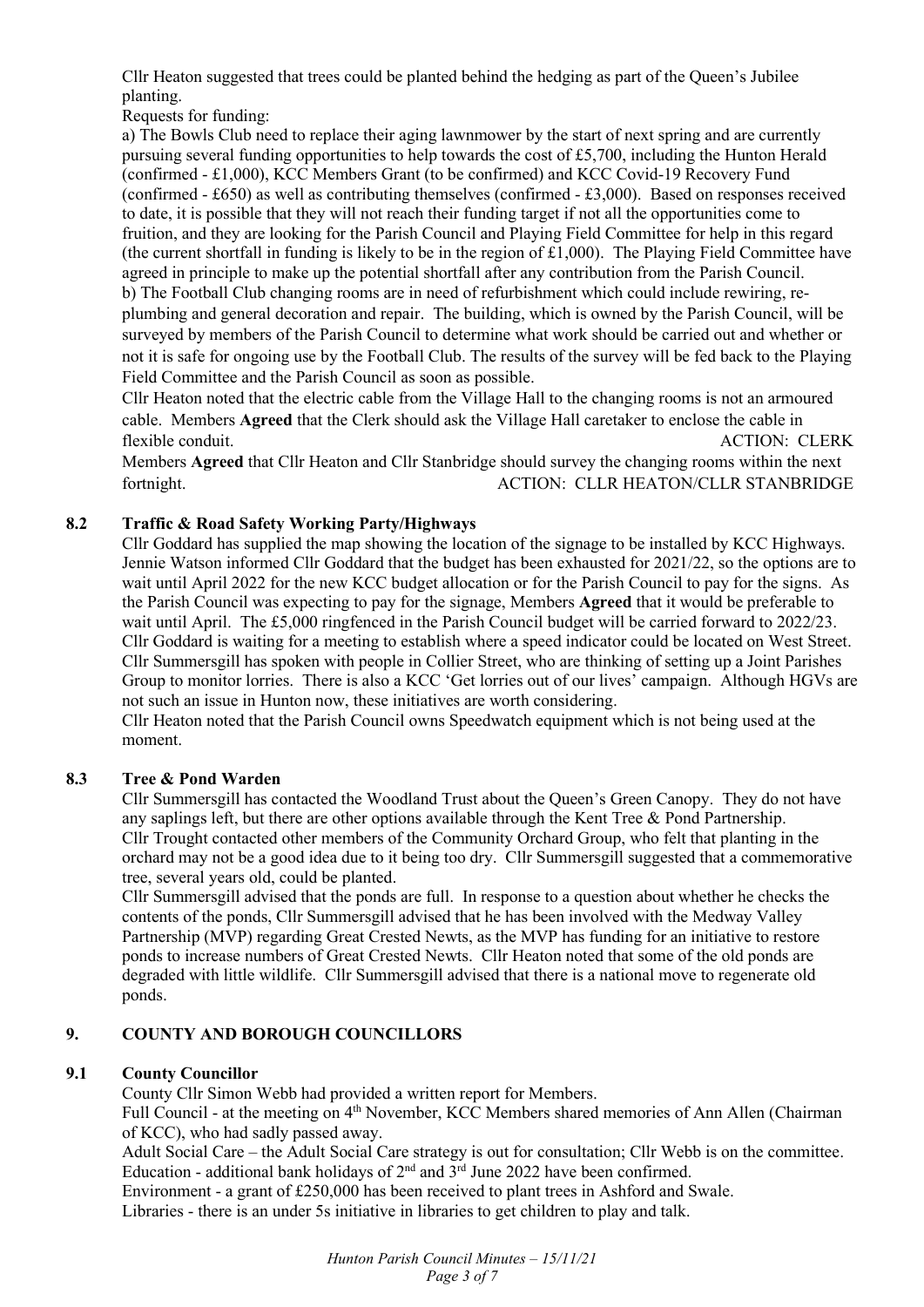Cllr Heaton suggested that trees could be planted behind the hedging as part of the Queen's Jubilee planting.

Requests for funding:

a) The Bowls Club need to replace their aging lawnmower by the start of next spring and are currently pursuing several funding opportunities to help towards the cost of £5,700, including the Hunton Herald (confirmed - £1,000), KCC Members Grant (to be confirmed) and KCC Covid-19 Recovery Fund (confirmed - £650) as well as contributing themselves (confirmed - £3,000). Based on responses received to date, it is possible that they will not reach their funding target if not all the opportunities come to fruition, and they are looking for the Parish Council and Playing Field Committee for help in this regard (the current shortfall in funding is likely to be in the region of £1,000). The Playing Field Committee have agreed in principle to make up the potential shortfall after any contribution from the Parish Council.

b) The Football Club changing rooms are in need of refurbishment which could include rewiring, re-plumbing and general decoration and repair. The building, which is owned by the Parish Council, will be surveyed by members of the Parish Council to determine what work should be carried out and whether or not it is safe for ongoing use by the Football Club. The results of the survey will be fed back to the Playing Field Committee and the Parish Council as soon as possible.

Cllr Heaton noted that the electric cable from the Village Hall to the changing rooms is not an armoured cable. Members **Agreed** that the Clerk should ask the Village Hall caretaker to enclose the cable in flexible conduit. ACTION: CLERK

Members **Agreed** that Cllr Heaton and Cllr Stanbridge should survey the changing rooms within the next fortnight. ACTION: CLLR HEATON/CLLR STANBRIDGE

### 8.2 Traffic & Road Safety Working Party/Highways

Cllr Goddard has supplied the map showing the location of the signage to be installed by KCC Highways. Jennie Watson informed Cllr Goddard that the budget has been exhausted for 2021/22, so the options are to wait until April 2022 for the new KCC budget allocation or for the Parish Council to pay for the signs. As the Parish Council was expecting to pay for the signage, Members **Agreed** that it would be preferable to wait until April. The £5,000 ringfenced in the Parish Council budget will be carried forward to 2022/23.

Cllr Goddard is waiting for a meeting to establish where a speed indicator could be located on West Street.

Cllr Summersgill has spoken with people in Collier Street, who are thinking of setting up a Joint Parishes Group to monitor lorries. There is also a KCC 'Get lorries out of our lives' campaign. Although HGVs are not such an issue in Hunton now, these initiatives are worth considering.

Cllr Heaton noted that the Parish Council owns Speedwatch equipment which is not being used at the moment.

### 8.3 Tree & Pond Warden

Cllr Summersgill has contacted the Woodland Trust about the Queen's Green Canopy. They do not have any saplings left, but there are other options available through the Kent Tree & Pond Partnership.

Cllr Trought contacted other members of the Community Orchard Group, who felt that planting in the orchard may not be a good idea due to it being too dry. Cllr Summersgill suggested that a commemorative tree, several years old, could be planted.

Cllr Summersgill advised that the ponds are full. In response to a question about whether he checks the contents of the ponds, Cllr Summersgill advised that he has been involved with the Medway Valley Partnership (MVP) regarding Great Crested Newts, as the MVP has funding for an initiative to restore ponds to increase numbers of Great Crested Newts. Cllr Heaton noted that some of the old ponds are degraded with little wildlife. Cllr Summersgill advised that there is a national move to regenerate old ponds.

## 9. COUNTY AND BOROUGH COUNCILLORS

### 9.1 County Councillor

County Cllr Simon Webb had provided a written report for Members.

Full Council - at the meeting on 4th November, KCC Members shared memories of Ann Allen (Chairman of KCC), who had sadly passed away.

Adult Social Care – the Adult Social Care strategy is out for consultation; Cllr Webb is on the committee.

Education - additional bank holidays of 2nd and 3rd June 2022 have been confirmed.

Environment - a grant of £250,000 has been received to plant trees in Ashford and Swale.

Libraries - there is an under 5s initiative in libraries to get children to play and talk.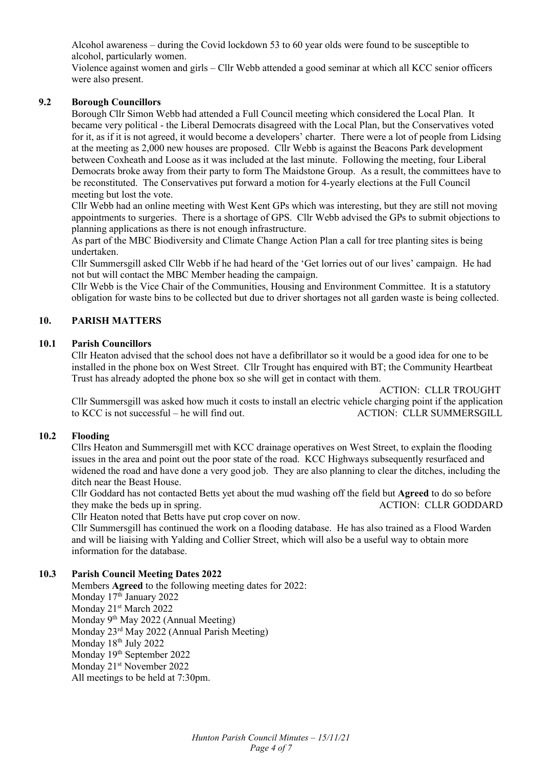Alcohol awareness – during the Covid lockdown 53 to 60 year olds were found to be susceptible to alcohol, particularly women.

Violence against women and girls – Cllr Webb attended a good seminar at which all KCC senior officers were also present.

### 9.2 Borough Councillors

Borough Cllr Simon Webb had attended a Full Council meeting which considered the Local Plan. It became very political - the Liberal Democrats disagreed with the Local Plan, but the Conservatives voted for it, as if it is not agreed, it would become a developers' charter. There were a lot of people from Lidsing at the meeting as 2,000 new houses are proposed. Cllr Webb is against the Beacons Park development between Coxheath and Loose as it was included at the last minute. Following the meeting, four Liberal Democrats broke away from their party to form The Maidstone Group. As a result, the committees have to be reconstituted. The Conservatives put forward a motion for 4-yearly elections at the Full Council meeting but lost the vote.

Cllr Webb had an online meeting with West Kent GPs which was interesting, but they are still not moving appointments to surgeries. There is a shortage of GPS. Cllr Webb advised the GPs to submit objections to planning applications as there is not enough infrastructure.

As part of the MBC Biodiversity and Climate Change Action Plan a call for tree planting sites is being undertaken.

Cllr Summersgill asked Cllr Webb if he had heard of the 'Get lorries out of our lives' campaign. He had not but will contact the MBC Member heading the campaign.

Cllr Webb is the Vice Chair of the Communities, Housing and Environment Committee. It is a statutory obligation for waste bins to be collected but due to driver shortages not all garden waste is being collected.

## 10. PARISH MATTERS

### 10.1 Parish Councillors

Cllr Heaton advised that the school does not have a defibrillator so it would be a good idea for one to be installed in the phone box on West Street. Cllr Trought has enquired with BT; the Community Heartbeat Trust has already adopted the phone box so she will get in contact with them.

ACTION: CLLR TROUGHT

Cllr Summersgill was asked how much it costs to install an electric vehicle charging point if the application to KCC is not successful – he will find out. ACTION: CLLR SUMMERSGILL

### 10.2 Flooding

Cllrs Heaton and Summersgill met with KCC drainage operatives on West Street, to explain the flooding issues in the area and point out the poor state of the road. KCC Highways subsequently resurfaced and widened the road and have done a very good job. They are also planning to clear the ditches, including the ditch near the Beast House.

Cllr Goddard has not contacted Betts yet about the mud washing off the field but **Agreed** to do so before they make the beds up in spring. ACTION: CLLR GODDARD

Cllr Heaton noted that Betts have put crop cover on now.

Cllr Summersgill has continued the work on a flooding database. He has also trained as a Flood Warden and will be liaising with Yalding and Collier Street, which will also be a useful way to obtain more information for the database.

### 10.3 Parish Council Meeting Dates 2022

Members **Agreed** to the following meeting dates for 2022:

Monday 17th January 2022
Monday 21st March 2022
Monday 9th May 2022 (Annual Meeting)
Monday 23rd May 2022 (Annual Parish Meeting)
Monday 18th July 2022
Monday 19th September 2022
Monday 21st November 2022
All meetings to be held at 7:30pm.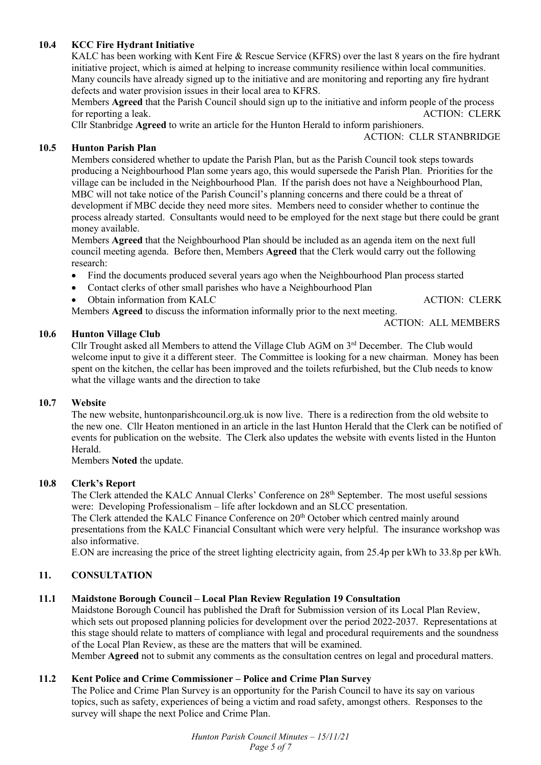### 10.4 KCC Fire Hydrant Initiative

KALC has been working with Kent Fire & Rescue Service (KFRS) over the last 8 years on the fire hydrant initiative project, which is aimed at helping to increase community resilience within local communities. Many councils have already signed up to the initiative and are monitoring and reporting any fire hydrant defects and water provision issues in their local area to KFRS.

Members **Agreed** that the Parish Council should sign up to the initiative and inform people of the process for reporting a leak. ACTION: CLERK

Cllr Stanbridge **Agreed** to write an article for the Hunton Herald to inform parishioners.

ACTION: CLLR STANBRIDGE

### 10.5 Hunton Parish Plan

Members considered whether to update the Parish Plan, but as the Parish Council took steps towards producing a Neighbourhood Plan some years ago, this would supersede the Parish Plan. Priorities for the village can be included in the Neighbourhood Plan. If the parish does not have a Neighbourhood Plan, MBC will not take notice of the Parish Council's planning concerns and there could be a threat of development if MBC decide they need more sites. Members need to consider whether to continue the process already started. Consultants would need to be employed for the next stage but there could be grant money available.

Members **Agreed** that the Neighbourhood Plan should be included as an agenda item on the next full council meeting agenda. Before then, Members **Agreed** that the Clerk would carry out the following research:

- Find the documents produced several years ago when the Neighbourhood Plan process started
- Contact clerks of other small parishes who have a Neighbourhood Plan
- Obtain information from KALC ACTION: CLERK

Members **Agreed** to discuss the information informally prior to the next meeting.

ACTION: ALL MEMBERS

### 10.6 Hunton Village Club

Cllr Trought asked all Members to attend the Village Club AGM on 3rd December. The Club would welcome input to give it a different steer. The Committee is looking for a new chairman. Money has been spent on the kitchen, the cellar has been improved and the toilets refurbished, but the Club needs to know what the village wants and the direction to take

### 10.7 Website

The new website, huntonparishcouncil.org.uk is now live. There is a redirection from the old website to the new one. Cllr Heaton mentioned in an article in the last Hunton Herald that the Clerk can be notified of events for publication on the website. The Clerk also updates the website with events listed in the Hunton Herald.

Members **Noted** the update.

### 10.8 Clerk's Report

The Clerk attended the KALC Annual Clerks' Conference on 28th September. The most useful sessions were: Developing Professionalism – life after lockdown and an SLCC presentation.

The Clerk attended the KALC Finance Conference on 20th October which centred mainly around presentations from the KALC Financial Consultant which were very helpful. The insurance workshop was also informative.

E.ON are increasing the price of the street lighting electricity again, from 25.4p per kWh to 33.8p per kWh.

## 11. CONSULTATION

### 11.1 Maidstone Borough Council – Local Plan Review Regulation 19 Consultation

Maidstone Borough Council has published the Draft for Submission version of its Local Plan Review, which sets out proposed planning policies for development over the period 2022-2037. Representations at this stage should relate to matters of compliance with legal and procedural requirements and the soundness of the Local Plan Review, as these are the matters that will be examined.

Member **Agreed** not to submit any comments as the consultation centres on legal and procedural matters.

### 11.2 Kent Police and Crime Commissioner – Police and Crime Plan Survey

The Police and Crime Plan Survey is an opportunity for the Parish Council to have its say on various topics, such as safety, experiences of being a victim and road safety, amongst others. Responses to the survey will shape the next Police and Crime Plan.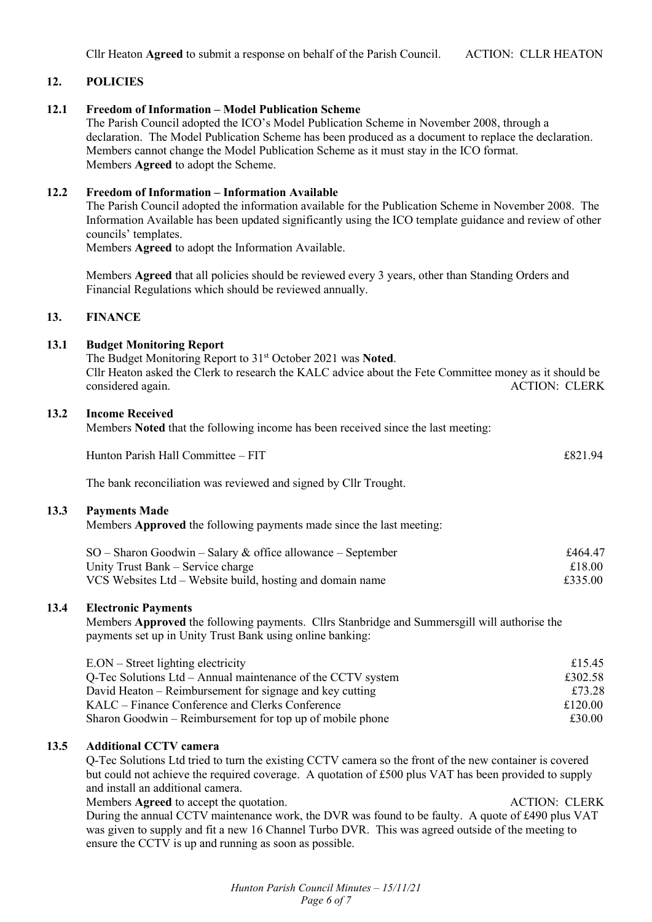Cllr Heaton **Agreed** to submit a response on behalf of the Parish Council. ACTION: CLLR HEATON

## 12. POLICIES

### 12.1 Freedom of Information – Model Publication Scheme

The Parish Council adopted the ICO's Model Publication Scheme in November 2008, through a declaration. The Model Publication Scheme has been produced as a document to replace the declaration. Members cannot change the Model Publication Scheme as it must stay in the ICO format.
Members **Agreed** to adopt the Scheme.

### 12.2 Freedom of Information – Information Available

The Parish Council adopted the information available for the Publication Scheme in November 2008. The Information Available has been updated significantly using the ICO template guidance and review of other councils' templates.
Members **Agreed** to adopt the Information Available.

Members **Agreed** that all policies should be reviewed every 3 years, other than Standing Orders and Financial Regulations which should be reviewed annually.

## 13. FINANCE

### 13.1 Budget Monitoring Report

The Budget Monitoring Report to 31st October 2021 was **Noted**.
Cllr Heaton asked the Clerk to research the KALC advice about the Fete Committee money as it should be considered again. ACTION: CLERK

### 13.2 Income Received

Members **Noted** that the following income has been received since the last meeting:

| | |
|---|---|
| Hunton Parish Hall Committee – FIT | £821.94 |

The bank reconciliation was reviewed and signed by Cllr Trought.

### 13.3 Payments Made

Members **Approved** the following payments made since the last meeting:

| | |
|---|---|
| SO – Sharon Goodwin – Salary & office allowance – September | £464.47 |
| Unity Trust Bank – Service charge | £18.00 |
| VCS Websites Ltd – Website build, hosting and domain name | £335.00 |

### 13.4 Electronic Payments

Members **Approved** the following payments. Cllrs Stanbridge and Summersgill will authorise the payments set up in Unity Trust Bank using online banking:

| | |
|---|---|
| E.ON – Street lighting electricity | £15.45 |
| Q-Tec Solutions Ltd – Annual maintenance of the CCTV system | £302.58 |
| David Heaton – Reimbursement for signage and key cutting | £73.28 |
| KALC – Finance Conference and Clerks Conference | £120.00 |
| Sharon Goodwin – Reimbursement for top up of mobile phone | £30.00 |

### 13.5 Additional CCTV camera

Q-Tec Solutions Ltd tried to turn the existing CCTV camera so the front of the new container is covered but could not achieve the required coverage. A quotation of £500 plus VAT has been provided to supply and install an additional camera.
Members **Agreed** to accept the quotation. ACTION: CLERK
During the annual CCTV maintenance work, the DVR was found to be faulty. A quote of £490 plus VAT was given to supply and fit a new 16 Channel Turbo DVR. This was agreed outside of the meeting to ensure the CCTV is up and running as soon as possible.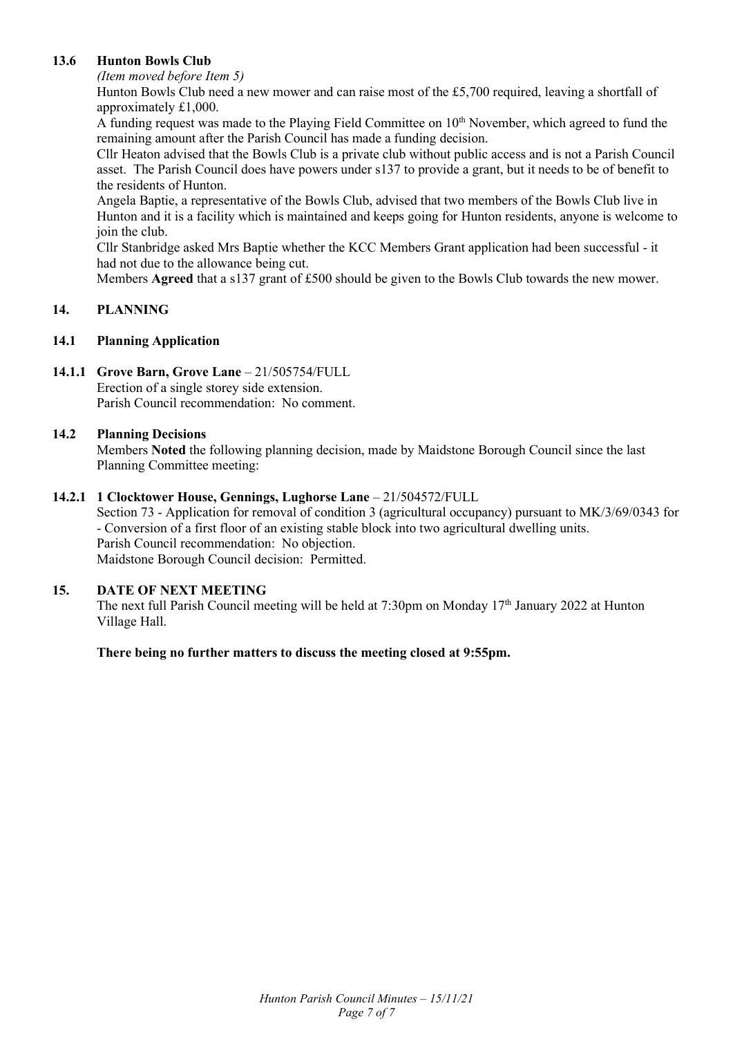### 13.6 Hunton Bowls Club

*(Item moved before Item 5)*

Hunton Bowls Club need a new mower and can raise most of the £5,700 required, leaving a shortfall of approximately £1,000.

A funding request was made to the Playing Field Committee on 10th November, which agreed to fund the remaining amount after the Parish Council has made a funding decision.

Cllr Heaton advised that the Bowls Club is a private club without public access and is not a Parish Council asset. The Parish Council does have powers under s137 to provide a grant, but it needs to be of benefit to the residents of Hunton.

Angela Baptie, a representative of the Bowls Club, advised that two members of the Bowls Club live in Hunton and it is a facility which is maintained and keeps going for Hunton residents, anyone is welcome to join the club.

Cllr Stanbridge asked Mrs Baptie whether the KCC Members Grant application had been successful - it had not due to the allowance being cut.

Members **Agreed** that a s137 grant of £500 should be given to the Bowls Club towards the new mower.

## 14. PLANNING

### 14.1 Planning Application

**14.1.1 Grove Barn, Grove Lane** – 21/505754/FULL

Erection of a single storey side extension.

Parish Council recommendation: No comment.

### 14.2 Planning Decisions

Members **Noted** the following planning decision, made by Maidstone Borough Council since the last Planning Committee meeting:

**14.2.1 1 Clocktower House, Gennings, Lughorse Lane** – 21/504572/FULL

Section 73 - Application for removal of condition 3 (agricultural occupancy) pursuant to MK/3/69/0343 for - Conversion of a first floor of an existing stable block into two agricultural dwelling units.

Parish Council recommendation: No objection.

Maidstone Borough Council decision: Permitted.

## 15. DATE OF NEXT MEETING

The next full Parish Council meeting will be held at 7:30pm on Monday 17th January 2022 at Hunton Village Hall.

**There being no further matters to discuss the meeting closed at 9:55pm.**